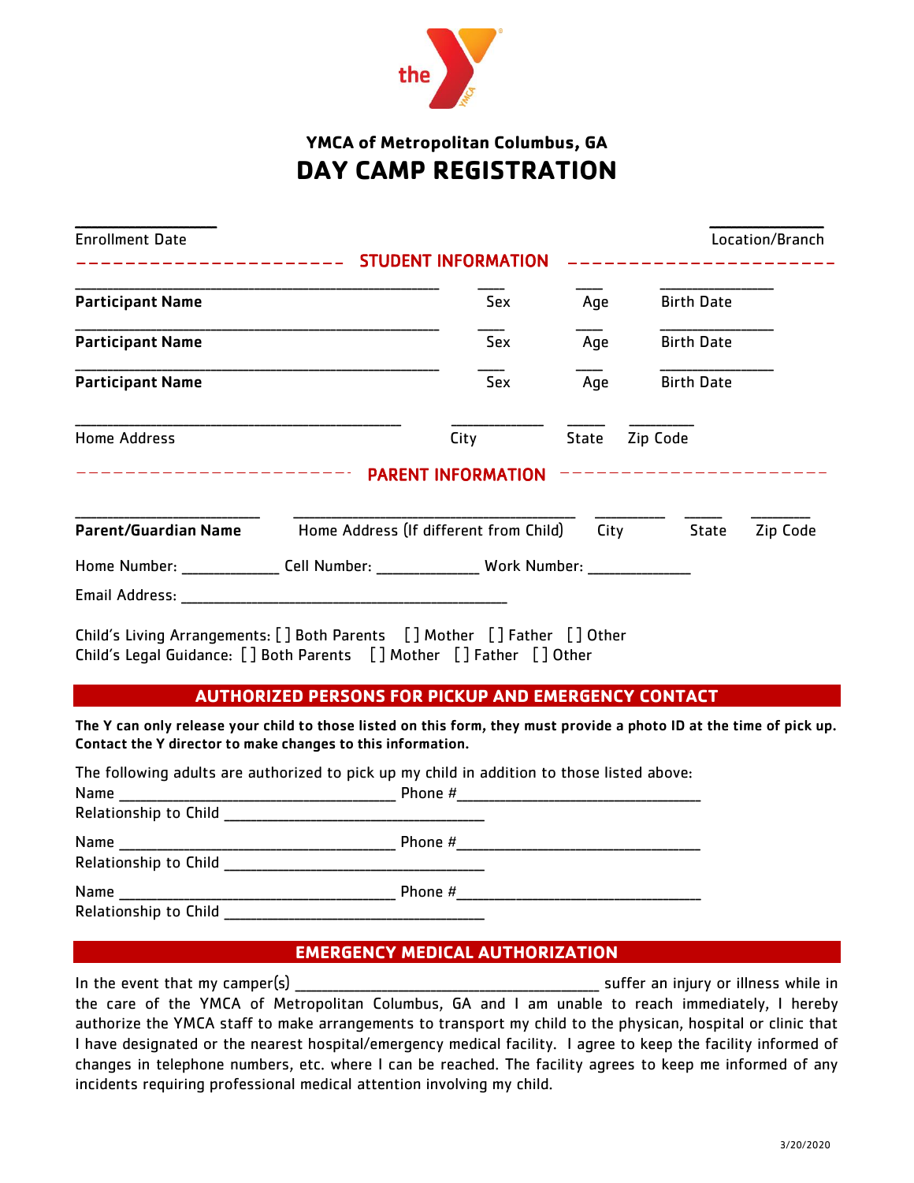### YMCA of Metropolitan Columbus, GA

# DAY CAMP REGISTRATION

_______________ Enrollment Date                                                                 _____________ Location/Branch

## STUDENT INFORMATION

_________________________________________ **Participant Name**    ___ Sex    ___ Age    _____________ Birth Date

_________________________________________ **Participant Name**    ___ Sex    ___ Age    _____________ Birth Date

_________________________________________ **Participant Name**    ___ Sex    ___ Age    _____________ Birth Date

_____________________________________ Home Address    __________ City    ____ State    _______ Zip Code

## PARENT INFORMATION

____________________ **Parent/Guardian Name**    ________________________________ Home Address (If different from Child)    ________ City    ____ State    _______ Zip Code

Home Number: ___________ Cell Number: ____________ Work Number: ____________

Email Address: ______________________________________

Child's Living Arrangements: [ ] Both Parents   [ ] Mother   [ ] Father   [ ] Other
Child's Legal Guidance: [ ] Both Parents   [ ] Mother   [ ] Father   [ ] Other

## AUTHORIZED PERSONS FOR PICKUP AND EMERGENCY CONTACT

**The Y can only release your child to those listed on this form, they must provide a photo ID at the time of pick up. Contact the Y director to make changes to this information.**

The following adults are authorized to pick up my child in addition to those listed above:

Name _______________________________ Phone #____________________________
Relationship to Child ______________________________

Name _______________________________ Phone #____________________________
Relationship to Child ______________________________

Name _______________________________ Phone #____________________________
Relationship to Child ______________________________

## EMERGENCY MEDICAL AUTHORIZATION

In the event that my camper(s) ___________________________________ suffer an injury or illness while in the care of the YMCA of Metropolitan Columbus, GA and I am unable to reach immediately, I hereby authorize the YMCA staff to make arrangements to transport my child to the physican, hospital or clinic that I have designated or the nearest hospital/emergency medical facility. I agree to keep the facility informed of changes in telephone numbers, etc. where I can be reached. The facility agrees to keep me informed of any incidents requiring professional medical attention involving my child.

3/20/2020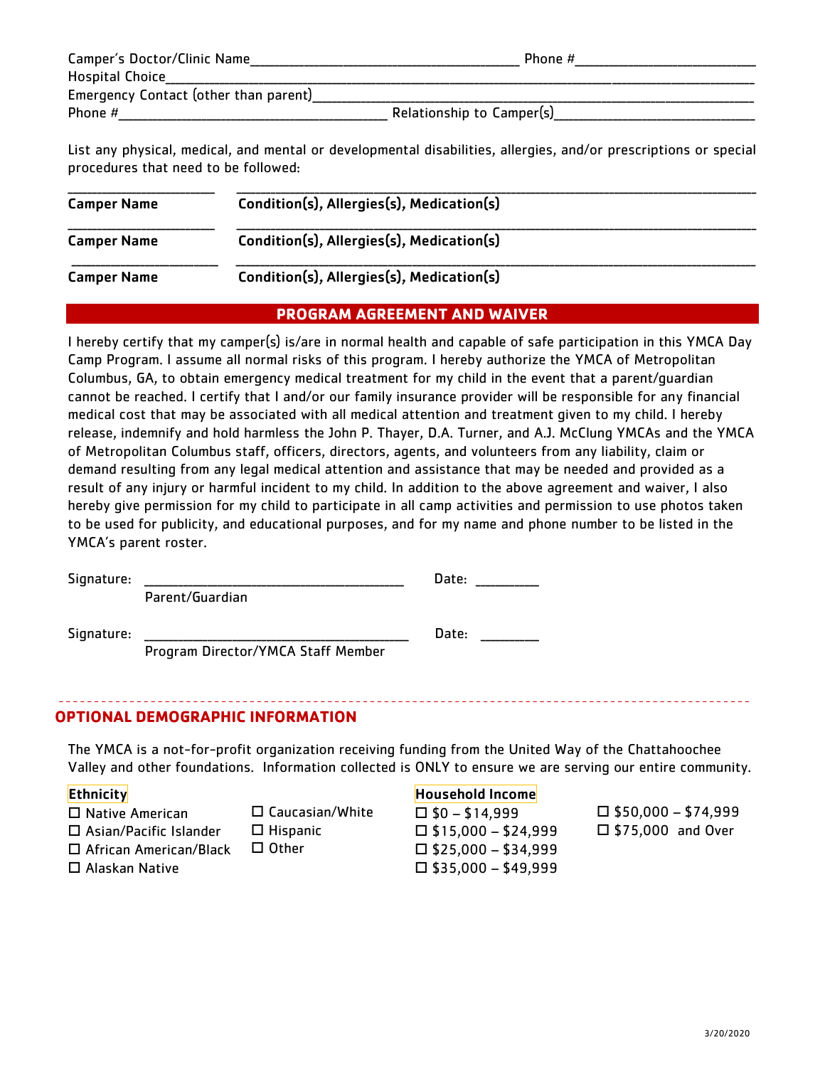Camper's Doctor/Clinic Name_______________________________________ Phone #__________________________

Hospital Choice______________________________________________________________________________________

Emergency Contact (other than parent)________________________________________________________________

Phone #_______________________________________ Relationship to Camper(s)_____________________________

List any physical, medical, and mental or developmental disabilities, allergies, and/or prescriptions or special procedures that need to be followed:

| | |
|---|---|
| ____________________ | ______________________________________________________________ |
| **Camper Name** | **Condition(s), Allergies(s), Medication(s)** |
| ____________________ | ______________________________________________________________ |
| **Camper Name** | **Condition(s), Allergies(s), Medication(s)** |
| ____________________ | ______________________________________________________________ |
| **Camper Name** | **Condition(s), Allergies(s), Medication(s)** |

## PROGRAM AGREEMENT AND WAIVER

I hereby certify that my camper(s) is/are in normal health and capable of safe participation in this YMCA Day Camp Program. I assume all normal risks of this program. I hereby authorize the YMCA of Metropolitan Columbus, GA, to obtain emergency medical treatment for my child in the event that a parent/guardian cannot be reached. I certify that I and/or our family insurance provider will be responsible for any financial medical cost that may be associated with all medical attention and treatment given to my child. I hereby release, indemnify and hold harmless the John P. Thayer, D.A. Turner, and A.J. McClung YMCAs and the YMCA of Metropolitan Columbus staff, officers, directors, agents, and volunteers from any liability, claim or demand resulting from any legal medical attention and assistance that may be needed and provided as a result of any injury or harmful incident to my child. In addition to the above agreement and waiver, I also hereby give permission for my child to participate in all camp activities and permission to use photos taken to be used for publicity, and educational purposes, and for my name and phone number to be listed in the YMCA's parent roster.

Signature: ____________________________________ Date: _________
Parent/Guardian

Signature: ____________________________________ Date: ________
Program Director/YMCA Staff Member

## OPTIONAL DEMOGRAPHIC INFORMATION

The YMCA is a not-for-profit organization receiving funding from the United Way of the Chattahoochee Valley and other foundations. Information collected is ONLY to ensure we are serving our entire community.

**Ethnicity**

- ☐ Native American
- ☐ Asian/Pacific Islander
- ☐ African American/Black
- ☐ Alaskan Native
- ☐ Caucasian/White
- ☐ Hispanic
- ☐ Other

**Household Income**

- ☐ $0 – $14,999
- ☐ $15,000 – $24,999
- ☐ $25,000 – $34,999
- ☐ $35,000 – $49,999
- ☐ $50,000 – $74,999
- ☐ $75,000 and Over

3/20/2020